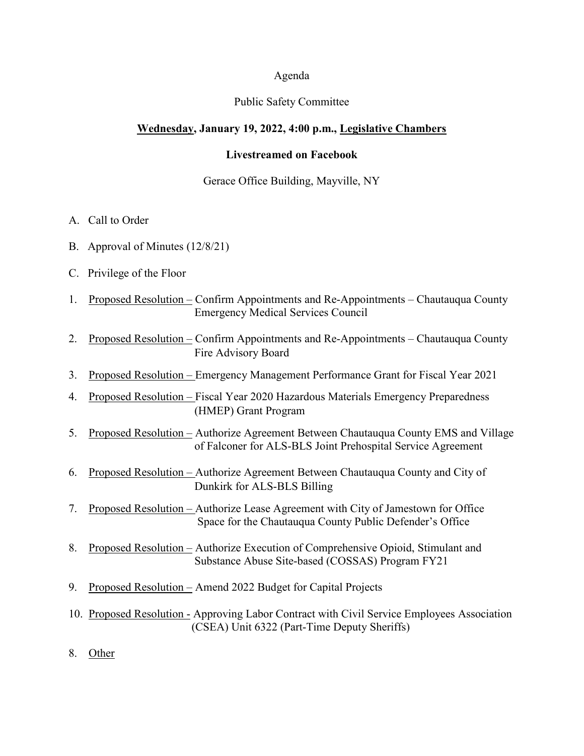Agenda

Public Safety Committee

**<u>Wednesday</u>, January 19, 2022, 4:00 p.m., <u>Legislative Chambers</u>**

**Livestreamed on Facebook**

Gerace Office Building, Mayville, NY

A. Call to Order

B. Approval of Minutes (12/8/21)

C. Privilege of the Floor

1. <u>Proposed Resolution –</u> Confirm Appointments and Re-Appointments – Chautauqua County Emergency Medical Services Council

2. <u>Proposed Resolution –</u> Confirm Appointments and Re-Appointments – Chautauqua County Fire Advisory Board

3. <u>Proposed Resolution –</u> Emergency Management Performance Grant for Fiscal Year 2021

4. <u>Proposed Resolution –</u> Fiscal Year 2020 Hazardous Materials Emergency Preparedness (HMEP) Grant Program

5. <u>Proposed Resolution –</u> Authorize Agreement Between Chautauqua County EMS and Village of Falconer for ALS-BLS Joint Prehospital Service Agreement

6. <u>Proposed Resolution –</u> Authorize Agreement Between Chautauqua County and City of Dunkirk for ALS-BLS Billing

7. <u>Proposed Resolution –</u> Authorize Lease Agreement with City of Jamestown for Office Space for the Chautauqua County Public Defender's Office

8. <u>Proposed Resolution –</u> Authorize Execution of Comprehensive Opioid, Stimulant and Substance Abuse Site-based (COSSAS) Program FY21

9. <u>Proposed Resolution –</u> Amend 2022 Budget for Capital Projects

10. <u>Proposed Resolution -</u> Approving Labor Contract with Civil Service Employees Association (CSEA) Unit 6322 (Part-Time Deputy Sheriffs)

8. <u>Other</u>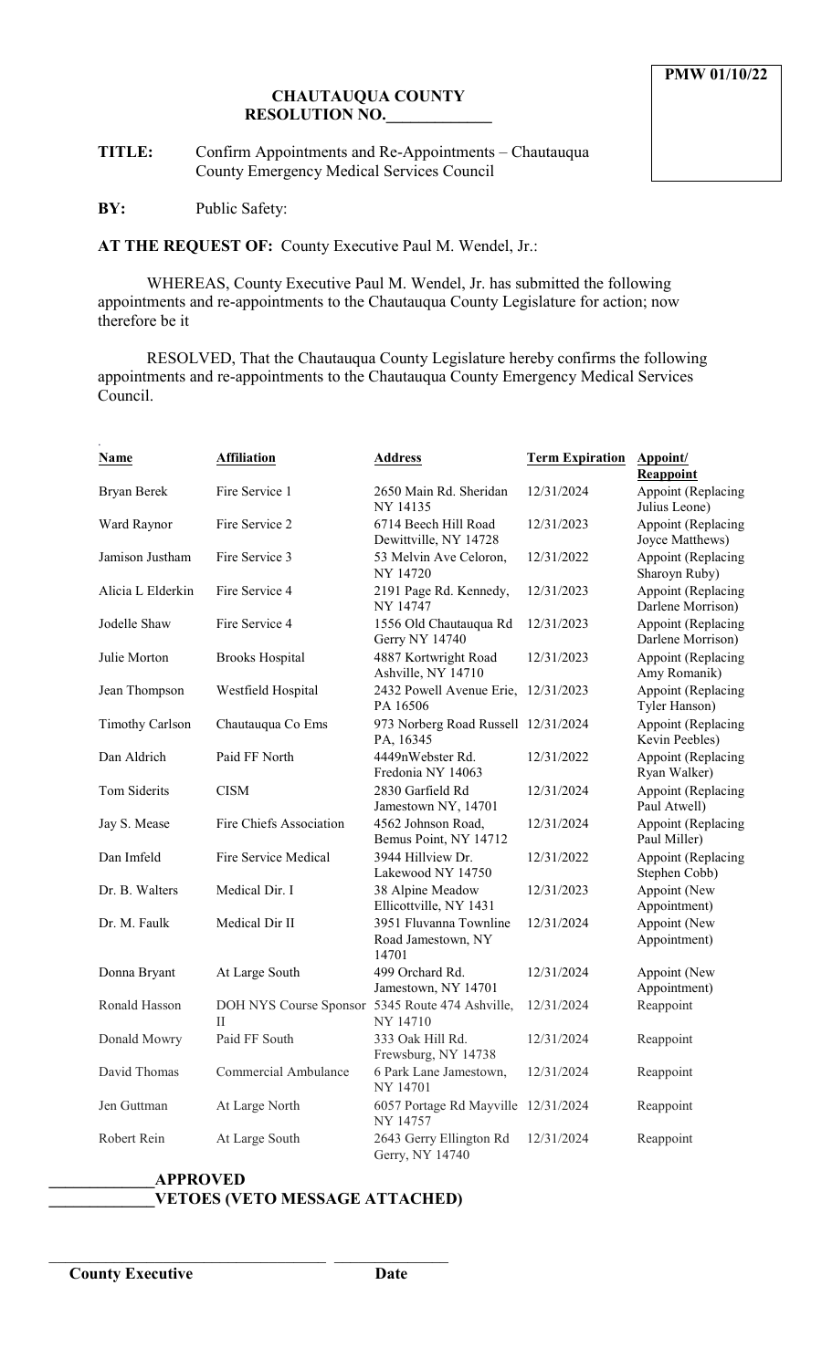**PMW 01/10/22**

**CHAUTAUQUA COUNTY**
**RESOLUTION NO.\_\_\_\_\_\_\_\_\_\_\_\_\_**

**TITLE:** Confirm Appointments and Re-Appointments – Chautauqua County Emergency Medical Services Council

**BY:** Public Safety:

**AT THE REQUEST OF:** County Executive Paul M. Wendel, Jr.:

WHEREAS, County Executive Paul M. Wendel, Jr. has submitted the following appointments and re-appointments to the Chautauqua County Legislature for action; now therefore be it

RESOLVED, That the Chautauqua County Legislature hereby confirms the following appointments and re-appointments to the Chautauqua County Emergency Medical Services Council.

| Name | Affiliation | Address | Term Expiration | Appoint/ Reappoint |
|---|---|---|---|---|
| Bryan Berek | Fire Service 1 | 2650 Main Rd. Sheridan NY 14135 | 12/31/2024 | Appoint (Replacing Julius Leone) |
| Ward Raynor | Fire Service 2 | 6714 Beech Hill Road Dewittville, NY 14728 | 12/31/2023 | Appoint (Replacing Joyce Matthews) |
| Jamison Justham | Fire Service 3 | 53 Melvin Ave Celoron, NY 14720 | 12/31/2022 | Appoint (Replacing Sharoyn Ruby) |
| Alicia L Elderkin | Fire Service 4 | 2191 Page Rd. Kennedy, NY 14747 | 12/31/2023 | Appoint (Replacing Darlene Morrison) |
| Jodelle Shaw | Fire Service 4 | 1556 Old Chautauqua Rd Gerry NY 14740 | 12/31/2023 | Appoint (Replacing Darlene Morrison) |
| Julie Morton | Brooks Hospital | 4887 Kortwright Road Ashville, NY 14710 | 12/31/2023 | Appoint (Replacing Amy Romanik) |
| Jean Thompson | Westfield Hospital | 2432 Powell Avenue Erie, PA 16506 | 12/31/2023 | Appoint (Replacing Tyler Hanson) |
| Timothy Carlson | Chautauqua Co Ems | 973 Norberg Road Russell PA, 16345 | 12/31/2024 | Appoint (Replacing Kevin Peebles) |
| Dan Aldrich | Paid FF North | 4449nWebster Rd. Fredonia NY 14063 | 12/31/2022 | Appoint (Replacing Ryan Walker) |
| Tom Siderits | CISM | 2830 Garfield Rd Jamestown NY, 14701 | 12/31/2024 | Appoint (Replacing Paul Atwell) |
| Jay S. Mease | Fire Chiefs Association | 4562 Johnson Road, Bemus Point, NY 14712 | 12/31/2024 | Appoint (Replacing Paul Miller) |
| Dan Imfeld | Fire Service Medical | 3944 Hillview Dr. Lakewood NY 14750 | 12/31/2022 | Appoint (Replacing Stephen Cobb) |
| Dr. B. Walters | Medical Dir. I | 38 Alpine Meadow Ellicottville, NY 1431 | 12/31/2023 | Appoint (New Appointment) |
| Dr. M. Faulk | Medical Dir II | 3951 Fluvanna Townline Road Jamestown, NY 14701 | 12/31/2024 | Appoint (New Appointment) |
| Donna Bryant | At Large South | 499 Orchard Rd. Jamestown, NY 14701 | 12/31/2024 | Appoint (New Appointment) |
| Ronald Hasson | DOH NYS Course Sponsor II | 5345 Route 474 Ashville, NY 14710 | 12/31/2024 | Reappoint |
| Donald Mowry | Paid FF South | 333 Oak Hill Rd. Frewsburg, NY 14738 | 12/31/2024 | Reappoint |
| David Thomas | Commercial Ambulance | 6 Park Lane Jamestown, NY 14701 | 12/31/2024 | Reappoint |
| Jen Guttman | At Large North | 6057 Portage Rd Mayville NY 14757 | 12/31/2024 | Reappoint |
| Robert Rein | At Large South | 2643 Gerry Ellington Rd Gerry, NY 14740 | 12/31/2024 | Reappoint |

**\_\_\_\_\_\_\_\_\_\_\_\_\_APPROVED**
**\_\_\_\_\_\_\_\_\_\_\_\_\_VETOES (VETO MESSAGE ATTACHED)**

\_\_\_\_\_\_\_\_\_\_\_\_\_\_\_\_\_\_\_\_\_\_\_\_\_\_\_\_\_\_\_\_\_\_\_\_\_ \_\_\_\_\_\_\_\_\_\_\_\_\_\_\_
**County Executive** **Date**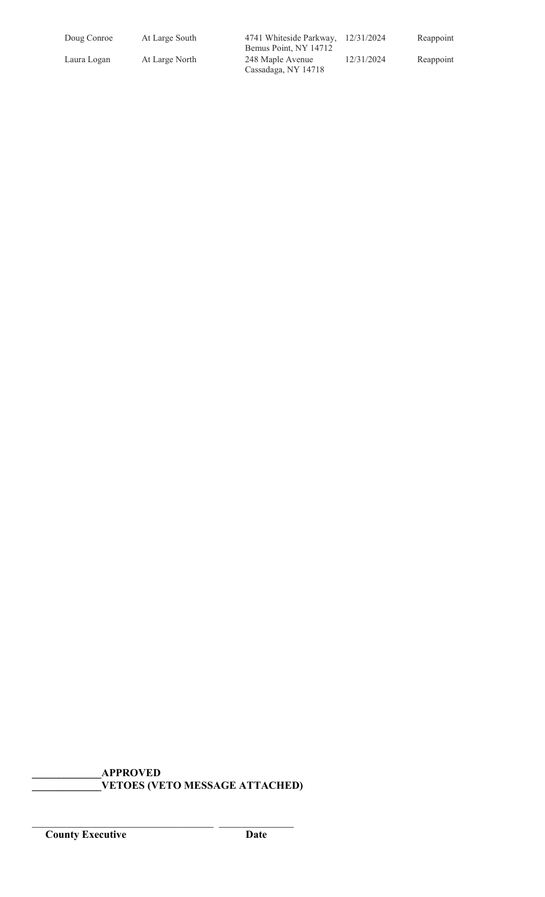| | | | | |
|---|---|---|---|---|
| Doug Conroe | At Large South | 4741 Whiteside Parkway, Bemus Point, NY 14712 | 12/31/2024 | Reappoint |
| Laura Logan | At Large North | 248 Maple Avenue Cassadaga, NY 14718 | 12/31/2024 | Reappoint |

**\_\_\_\_\_\_\_\_\_\_\_\_\_APPROVED**
**\_\_\_\_\_\_\_\_\_\_\_\_\_VETOES (VETO MESSAGE ATTACHED)**

\_\_\_\_\_\_\_\_\_\_\_\_\_\_\_\_\_\_\_\_\_\_\_\_\_\_\_\_\_\_\_\_\_\_\_\_\_ \_\_\_\_\_\_\_\_\_\_\_\_\_\_\_
**County Executive** **Date**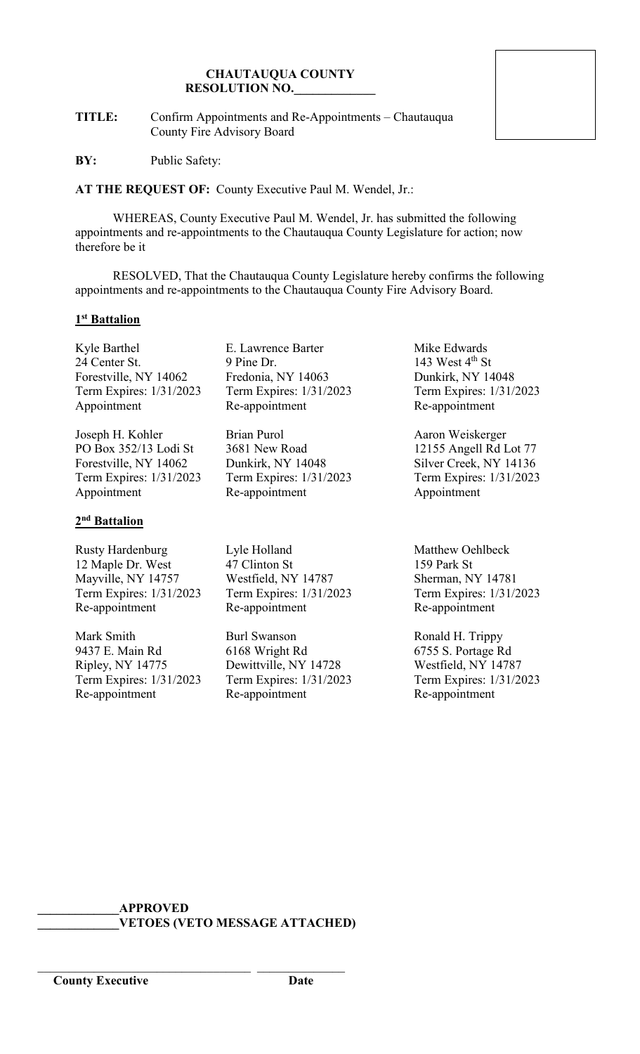**CHAUTAUQUA COUNTY**
**RESOLUTION NO.\_\_\_\_\_\_\_\_\_\_\_\_\_**

**TITLE:** Confirm Appointments and Re-Appointments – Chautauqua County Fire Advisory Board

**BY:** Public Safety:

**AT THE REQUEST OF:** County Executive Paul M. Wendel, Jr.:

WHEREAS, County Executive Paul M. Wendel, Jr. has submitted the following appointments and re-appointments to the Chautauqua County Legislature for action; now therefore be it

RESOLVED, That the Chautauqua County Legislature hereby confirms the following appointments and re-appointments to the Chautauqua County Fire Advisory Board.

**1st Battalion**

| | | |
|---|---|---|
| Kyle Barthel<br>24 Center St.<br>Forestville, NY 14062<br>Term Expires: 1/31/2023<br>Appointment | E. Lawrence Barter<br>9 Pine Dr.<br>Fredonia, NY 14063<br>Term Expires: 1/31/2023<br>Re-appointment | Mike Edwards<br>143 West 4th St<br>Dunkirk, NY 14048<br>Term Expires: 1/31/2023<br>Re-appointment |
| Joseph H. Kohler<br>PO Box 352/13 Lodi St<br>Forestville, NY 14062<br>Term Expires: 1/31/2023<br>Appointment | Brian Purol<br>3681 New Road<br>Dunkirk, NY 14048<br>Term Expires: 1/31/2023<br>Re-appointment | Aaron Weiskerger<br>12155 Angell Rd Lot 77<br>Silver Creek, NY 14136<br>Term Expires: 1/31/2023<br>Appointment |

**2nd Battalion**

| | | |
|---|---|---|
| Rusty Hardenburg<br>12 Maple Dr. West<br>Mayville, NY 14757<br>Term Expires: 1/31/2023<br>Re-appointment | Lyle Holland<br>47 Clinton St<br>Westfield, NY 14787<br>Term Expires: 1/31/2023<br>Re-appointment | Matthew Oehlbeck<br>159 Park St<br>Sherman, NY 14781<br>Term Expires: 1/31/2023<br>Re-appointment |
| Mark Smith<br>9437 E. Main Rd<br>Ripley, NY 14775<br>Term Expires: 1/31/2023<br>Re-appointment | Burl Swanson<br>6168 Wright Rd<br>Dewittville, NY 14728<br>Term Expires: 1/31/2023<br>Re-appointment | Ronald H. Trippy<br>6755 S. Portage Rd<br>Westfield, NY 14787<br>Term Expires: 1/31/2023<br>Re-appointment |

\_\_\_\_\_\_\_\_\_\_\_\_\_**APPROVED**
\_\_\_\_\_\_\_\_\_\_\_\_\_**VETOES (VETO MESSAGE ATTACHED)**

\_\_\_\_\_\_\_\_\_\_\_\_\_\_\_\_\_\_\_\_\_\_\_\_\_\_\_\_\_\_\_\_\_\_ \_\_\_\_\_\_\_\_\_\_\_\_\_\_
**County Executive** **Date**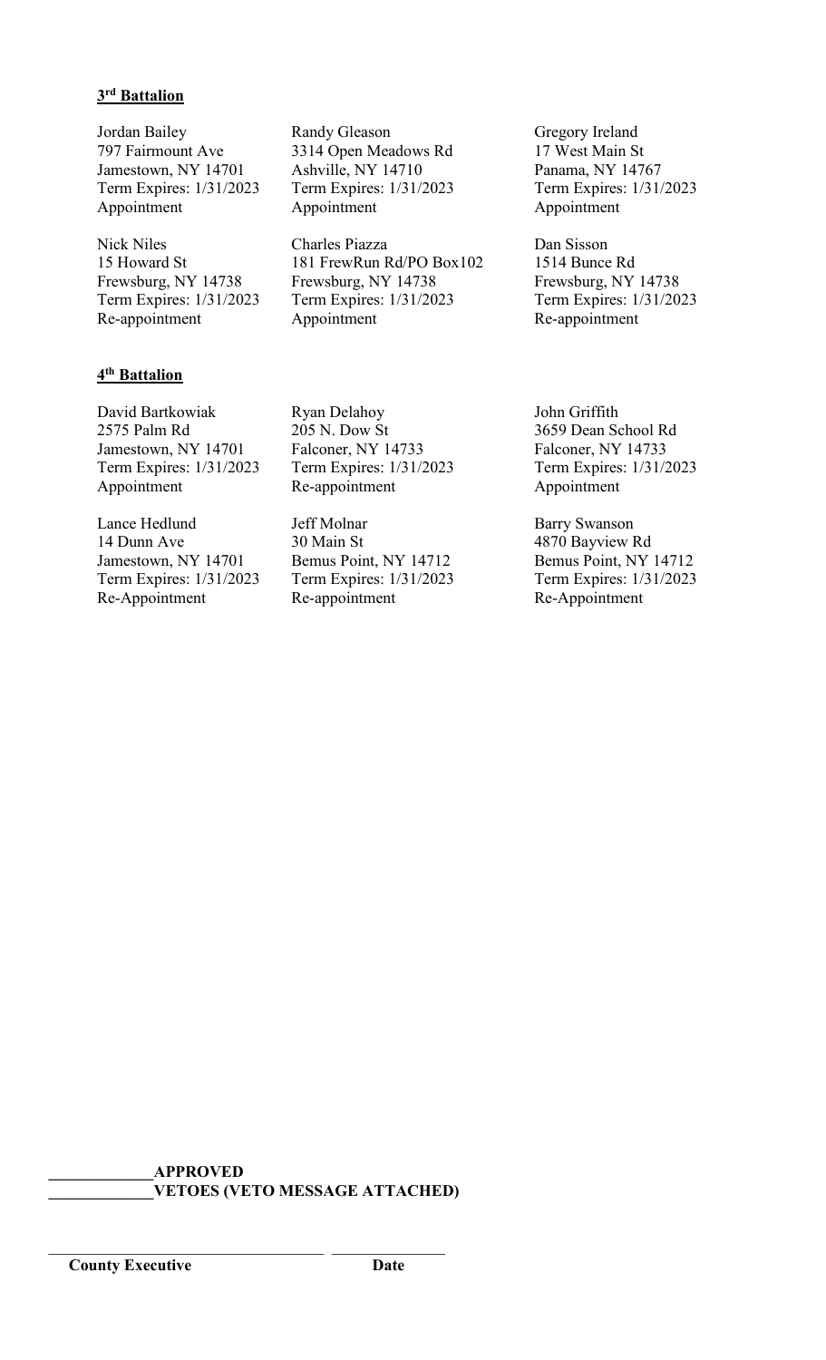**3rd Battalion**

Jordan Bailey
797 Fairmount Ave
Jamestown, NY 14701
Term Expires: 1/31/2023
Appointment

Randy Gleason
3314 Open Meadows Rd
Ashville, NY 14710
Term Expires: 1/31/2023
Appointment

Gregory Ireland
17 West Main St
Panama, NY 14767
Term Expires: 1/31/2023
Appointment

Nick Niles
15 Howard St
Frewsburg, NY 14738
Term Expires: 1/31/2023
Re-appointment

Charles Piazza
181 FrewRun Rd/PO Box102
Frewsburg, NY 14738
Term Expires: 1/31/2023
Appointment

Dan Sisson
1514 Bunce Rd
Frewsburg, NY 14738
Term Expires: 1/31/2023
Re-appointment

**4th Battalion**

David Bartkowiak
2575 Palm Rd
Jamestown, NY 14701
Term Expires: 1/31/2023
Appointment

Ryan Delahoy
205 N. Dow St
Falconer, NY 14733
Term Expires: 1/31/2023
Re-appointment

John Griffith
3659 Dean School Rd
Falconer, NY 14733
Term Expires: 1/31/2023
Appointment

Lance Hedlund
14 Dunn Ave
Jamestown, NY 14701
Term Expires: 1/31/2023
Re-Appointment

Jeff Molnar
30 Main St
Bemus Point, NY 14712
Term Expires: 1/31/2023
Re-appointment

Barry Swanson
4870 Bayview Rd
Bemus Point, NY 14712
Term Expires: 1/31/2023
Re-Appointment

**_____________APPROVED**
**_____________VETOES (VETO MESSAGE ATTACHED)**

_________________________________ ______________
**County Executive** **Date**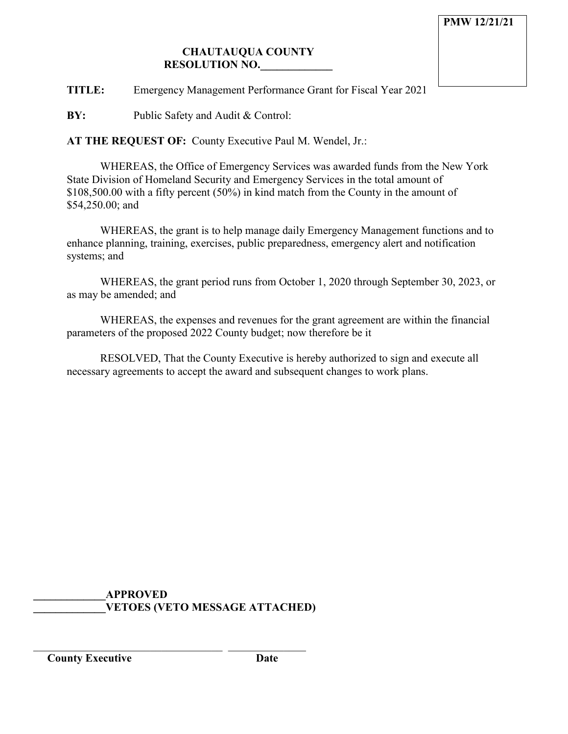**PMW 12/21/21**

**CHAUTAUQUA COUNTY**
**RESOLUTION NO.\_\_\_\_\_\_\_\_\_\_\_\_\_**

**TITLE:** Emergency Management Performance Grant for Fiscal Year 2021

**BY:** Public Safety and Audit & Control:

**AT THE REQUEST OF:** County Executive Paul M. Wendel, Jr.:

WHEREAS, the Office of Emergency Services was awarded funds from the New York State Division of Homeland Security and Emergency Services in the total amount of $108,500.00 with a fifty percent (50%) in kind match from the County in the amount of $54,250.00; and

WHEREAS, the grant is to help manage daily Emergency Management functions and to enhance planning, training, exercises, public preparedness, emergency alert and notification systems; and

WHEREAS, the grant period runs from October 1, 2020 through September 30, 2023, or as may be amended; and

WHEREAS, the expenses and revenues for the grant agreement are within the financial parameters of the proposed 2022 County budget; now therefore be it

RESOLVED, That the County Executive is hereby authorized to sign and execute all necessary agreements to accept the award and subsequent changes to work plans.

**\_\_\_\_\_\_\_\_\_\_\_\_\_APPROVED**
**\_\_\_\_\_\_\_\_\_\_\_\_\_VETOES (VETO MESSAGE ATTACHED)**

\_\_\_\_\_\_\_\_\_\_\_\_\_\_\_\_\_\_\_\_\_\_\_\_\_\_\_\_\_\_\_\_\_\_\_\_ \_\_\_\_\_\_\_\_\_\_\_\_\_\_\_
**County Executive** **Date**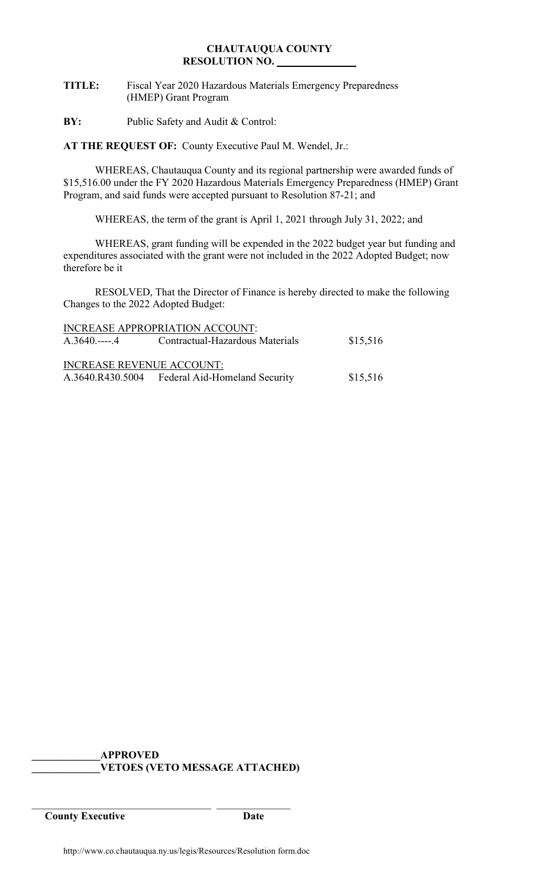**CHAUTAUQUA COUNTY**
**RESOLUTION NO. ______________**

**TITLE:** Fiscal Year 2020 Hazardous Materials Emergency Preparedness (HMEP) Grant Program

**BY:** Public Safety and Audit & Control:

**AT THE REQUEST OF:** County Executive Paul M. Wendel, Jr.:

WHEREAS, Chautauqua County and its regional partnership were awarded funds of $15,516.00 under the FY 2020 Hazardous Materials Emergency Preparedness (HMEP) Grant Program, and said funds were accepted pursuant to Resolution 87-21; and

WHEREAS, the term of the grant is April 1, 2021 through July 31, 2022; and

WHEREAS, grant funding will be expended in the 2022 budget year but funding and expenditures associated with the grant were not included in the 2022 Adopted Budget; now therefore be it

RESOLVED, That the Director of Finance is hereby directed to make the following Changes to the 2022 Adopted Budget:

| INCREASE APPROPRIATION ACCOUNT: | | |
|---|---|---|
| A.3640.----.4 | Contractual-Hazardous Materials | $15,516 |
| **INCREASE REVENUE ACCOUNT:** | | |
| A.3640.R430.5004 | Federal Aid-Homeland Security | $15,516 |

\_\_\_\_\_\_\_\_\_\_\_\_**APPROVED**
\_\_\_\_\_\_\_\_\_\_\_\_**VETOES (VETO MESSAGE ATTACHED)**

\_\_\_\_\_\_\_\_\_\_\_\_\_\_\_\_\_\_\_\_\_\_\_\_\_\_\_\_\_\_ \_\_\_\_\_\_\_\_\_\_\_\_\_\_
**County Executive** **Date**

http://www.co.chautauqua.ny.us/legis/Resources/Resolution form.doc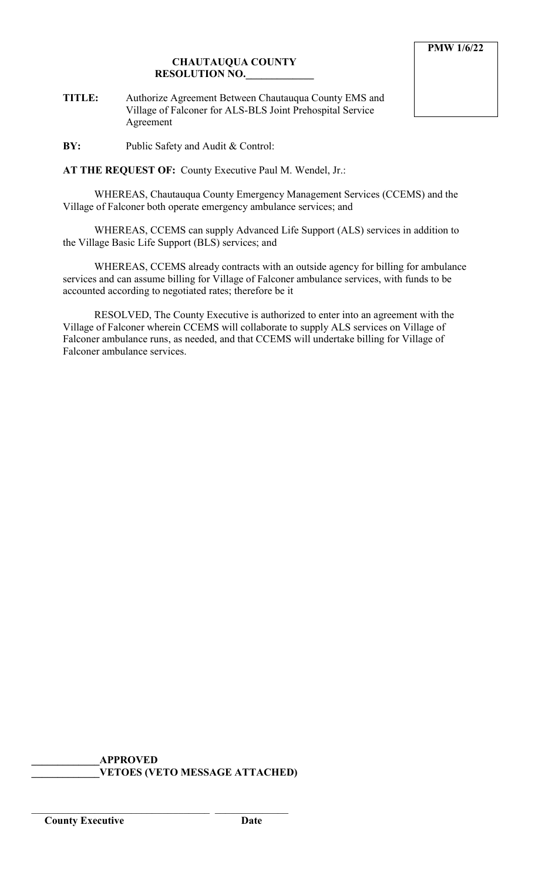**PMW 1/6/22**

**CHAUTAUQUA COUNTY**
**RESOLUTION NO.\_\_\_\_\_\_\_\_\_\_\_\_\_**

**TITLE:** Authorize Agreement Between Chautauqua County EMS and Village of Falconer for ALS-BLS Joint Prehospital Service Agreement

**BY:** Public Safety and Audit & Control:

**AT THE REQUEST OF:** County Executive Paul M. Wendel, Jr.:

WHEREAS, Chautauqua County Emergency Management Services (CCEMS) and the Village of Falconer both operate emergency ambulance services; and

WHEREAS, CCEMS can supply Advanced Life Support (ALS) services in addition to the Village Basic Life Support (BLS) services; and

WHEREAS, CCEMS already contracts with an outside agency for billing for ambulance services and can assume billing for Village of Falconer ambulance services, with funds to be accounted according to negotiated rates; therefore be it

RESOLVED, The County Executive is authorized to enter into an agreement with the Village of Falconer wherein CCEMS will collaborate to supply ALS services on Village of Falconer ambulance runs, as needed, and that CCEMS will undertake billing for Village of Falconer ambulance services.

\_\_\_\_\_\_\_\_\_\_\_\_\_**APPROVED**
\_\_\_\_\_\_\_\_\_\_\_\_\_**VETOES (VETO MESSAGE ATTACHED)**

\_\_\_\_\_\_\_\_\_\_\_\_\_\_\_\_\_\_\_\_\_\_\_\_\_\_\_\_\_\_\_\_\_\_ \_\_\_\_\_\_\_\_\_\_\_\_\_\_\_
**County Executive** **Date**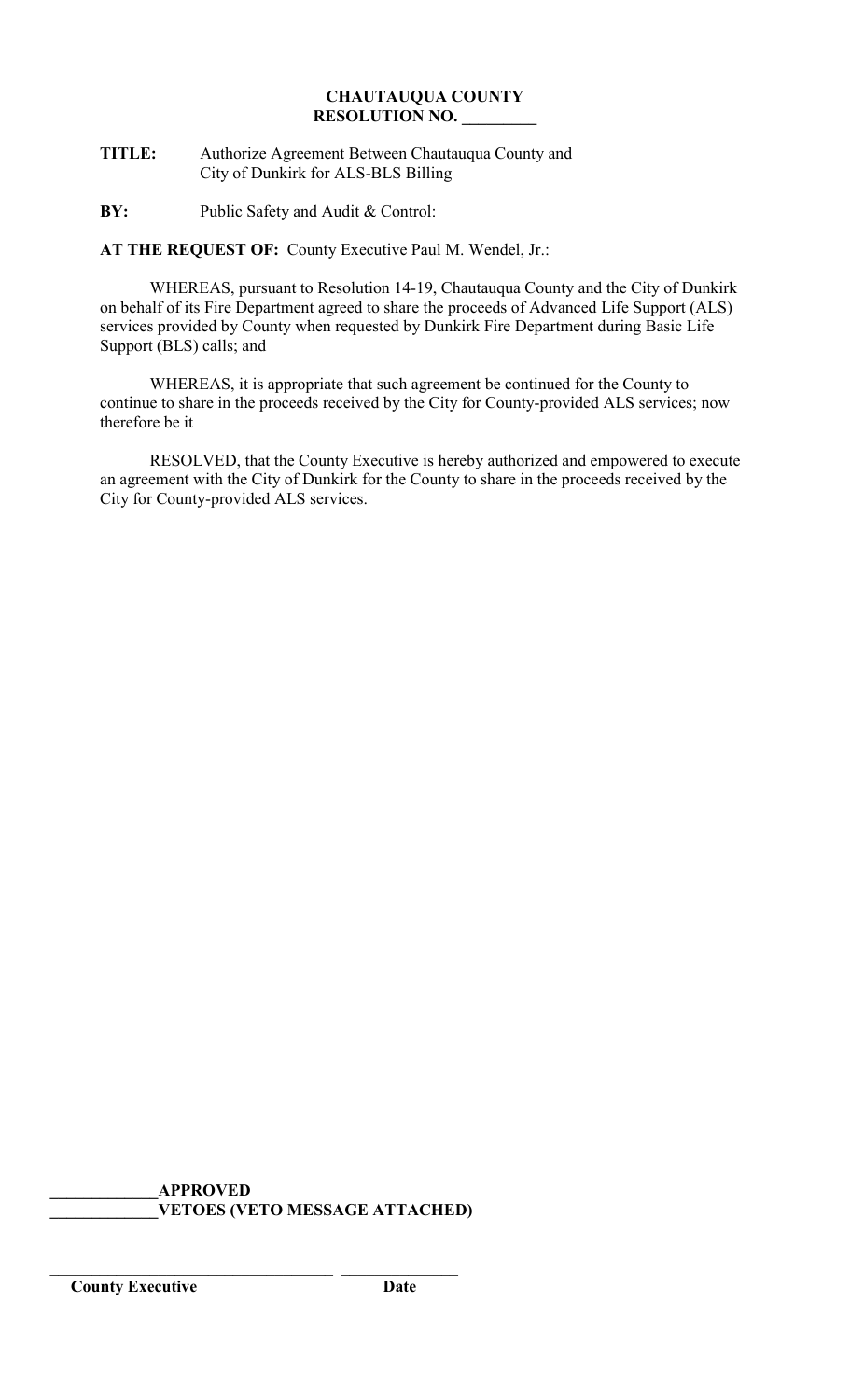**CHAUTAUQUA COUNTY**
**RESOLUTION NO. _________**

**TITLE:** Authorize Agreement Between Chautauqua County and City of Dunkirk for ALS-BLS Billing

**BY:** Public Safety and Audit & Control:

**AT THE REQUEST OF:** County Executive Paul M. Wendel, Jr.:

WHEREAS, pursuant to Resolution 14-19, Chautauqua County and the City of Dunkirk on behalf of its Fire Department agreed to share the proceeds of Advanced Life Support (ALS) services provided by County when requested by Dunkirk Fire Department during Basic Life Support (BLS) calls; and

WHEREAS, it is appropriate that such agreement be continued for the County to continue to share in the proceeds received by the City for County-provided ALS services; now therefore be it

RESOLVED, that the County Executive is hereby authorized and empowered to execute an agreement with the City of Dunkirk for the County to share in the proceeds received by the City for County-provided ALS services.

**_____________APPROVED**
**_____________VETOES (VETO MESSAGE ATTACHED)**

___________________________________ ______________
**County Executive** **Date**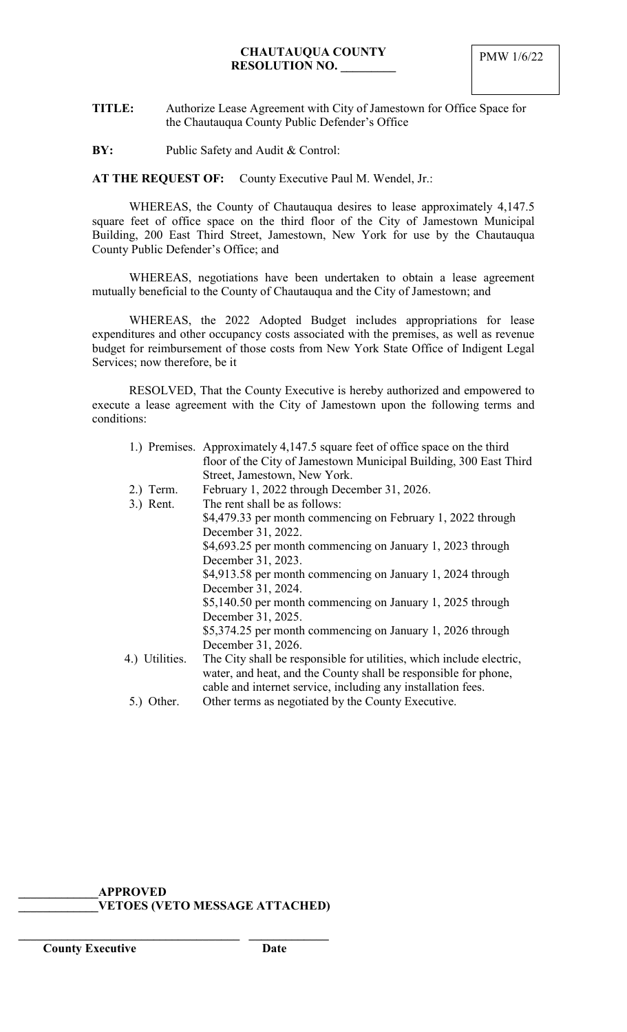**CHAUTAUQUA COUNTY**
**RESOLUTION NO. _________**

PMW 1/6/22

**TITLE:** Authorize Lease Agreement with City of Jamestown for Office Space for the Chautauqua County Public Defender's Office

**BY:** Public Safety and Audit & Control:

**AT THE REQUEST OF:** County Executive Paul M. Wendel, Jr.:

WHEREAS, the County of Chautauqua desires to lease approximately 4,147.5 square feet of office space on the third floor of the City of Jamestown Municipal Building, 200 East Third Street, Jamestown, New York for use by the Chautauqua County Public Defender's Office; and

WHEREAS, negotiations have been undertaken to obtain a lease agreement mutually beneficial to the County of Chautauqua and the City of Jamestown; and

WHEREAS, the 2022 Adopted Budget includes appropriations for lease expenditures and other occupancy costs associated with the premises, as well as revenue budget for reimbursement of those costs from New York State Office of Indigent Legal Services; now therefore, be it

RESOLVED, That the County Executive is hereby authorized and empowered to execute a lease agreement with the City of Jamestown upon the following terms and conditions:

1.) Premises. Approximately 4,147.5 square feet of office space on the third floor of the City of Jamestown Municipal Building, 300 East Third Street, Jamestown, New York.

2.) Term. February 1, 2022 through December 31, 2026.

3.) Rent. The rent shall be as follows:
$4,479.33 per month commencing on February 1, 2022 through December 31, 2022.
$4,693.25 per month commencing on January 1, 2023 through December 31, 2023.
$4,913.58 per month commencing on January 1, 2024 through December 31, 2024.
$5,140.50 per month commencing on January 1, 2025 through December 31, 2025.
$5,374.25 per month commencing on January 1, 2026 through December 31, 2026.

4.) Utilities. The City shall be responsible for utilities, which include electric, water, and heat, and the County shall be responsible for phone, cable and internet service, including any installation fees.

5.) Other. Other terms as negotiated by the County Executive.

_____________**APPROVED**
_____________**VETOES (VETO MESSAGE ATTACHED)**

_____________________________________ _____________
**County Executive** **Date**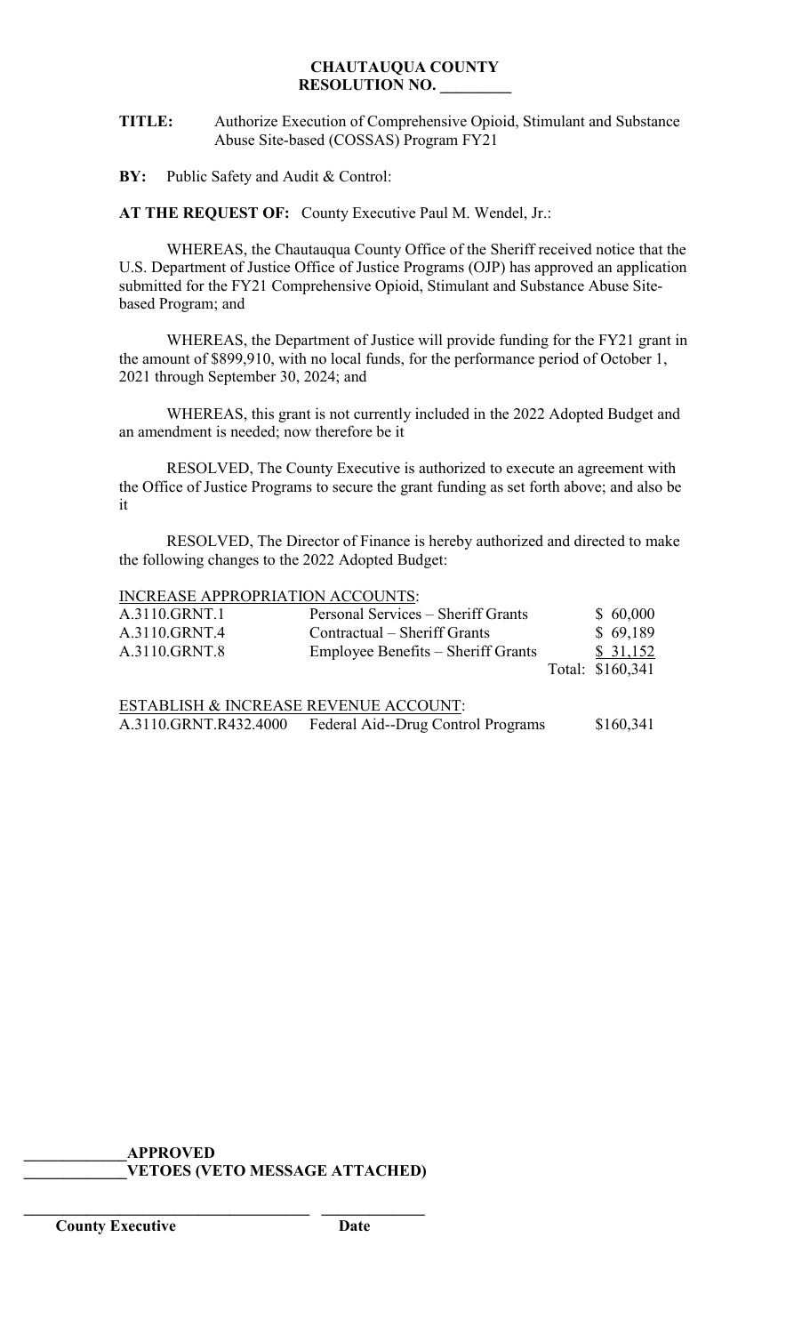**CHAUTAUQUA COUNTY**
**RESOLUTION NO. _________**

**TITLE:** Authorize Execution of Comprehensive Opioid, Stimulant and Substance Abuse Site-based (COSSAS) Program FY21

**BY:** Public Safety and Audit & Control:

**AT THE REQUEST OF:** County Executive Paul M. Wendel, Jr.:

WHEREAS, the Chautauqua County Office of the Sheriff received notice that the U.S. Department of Justice Office of Justice Programs (OJP) has approved an application submitted for the FY21 Comprehensive Opioid, Stimulant and Substance Abuse Site-based Program; and

WHEREAS, the Department of Justice will provide funding for the FY21 grant in the amount of $899,910, with no local funds, for the performance period of October 1, 2021 through September 30, 2024; and

WHEREAS, this grant is not currently included in the 2022 Adopted Budget and an amendment is needed; now therefore be it

RESOLVED, The County Executive is authorized to execute an agreement with the Office of Justice Programs to secure the grant funding as set forth above; and also be it

RESOLVED, The Director of Finance is hereby authorized and directed to make the following changes to the 2022 Adopted Budget:

INCREASE APPROPRIATION ACCOUNTS:

| | | |
|---|---|---|
| A.3110.GRNT.1 | Personal Services – Sheriff Grants | $ 60,000 |
| A.3110.GRNT.4 | Contractual – Sheriff Grants | $ 69,189 |
| A.3110.GRNT.8 | Employee Benefits – Sheriff Grants | $ 31,152 |
| | | Total: $160,341 |

ESTABLISH & INCREASE REVENUE ACCOUNT:

| | | |
|---|---|---|
| A.3110.GRNT.R432.4000 | Federal Aid--Drug Control Programs | $160,341 |

**_____________APPROVED**
**_____________VETOES (VETO MESSAGE ATTACHED)**

**_________________________________ _____________**
**County Executive Date**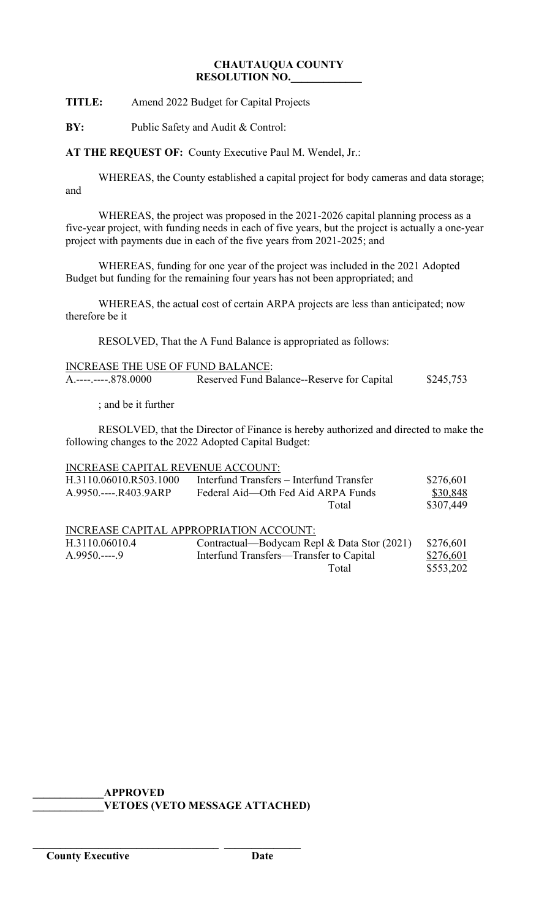**CHAUTAUQUA COUNTY**
**RESOLUTION NO.____________**

**TITLE:** Amend 2022 Budget for Capital Projects

**BY:** Public Safety and Audit & Control:

**AT THE REQUEST OF:** County Executive Paul M. Wendel, Jr.:

WHEREAS, the County established a capital project for body cameras and data storage; and

WHEREAS, the project was proposed in the 2021-2026 capital planning process as a five-year project, with funding needs in each of five years, but the project is actually a one-year project with payments due in each of the five years from 2021-2025; and

WHEREAS, funding for one year of the project was included in the 2021 Adopted Budget but funding for the remaining four years has not been appropriated; and

WHEREAS, the actual cost of certain ARPA projects are less than anticipated; now therefore be it

RESOLVED, That the A Fund Balance is appropriated as follows:

INCREASE THE USE OF FUND BALANCE:

| | | |
|---|---|---|
| A.----.----.878.0000 | Reserved Fund Balance--Reserve for Capital | $245,753 |

; and be it further

RESOLVED, that the Director of Finance is hereby authorized and directed to make the following changes to the 2022 Adopted Capital Budget:

INCREASE CAPITAL REVENUE ACCOUNT:

| | | |
|---|---|---|
| H.3110.06010.R503.1000 | Interfund Transfers – Interfund Transfer | $276,601 |
| A.9950.----.R403.9ARP | Federal Aid—Oth Fed Aid ARPA Funds | $30,848 |
| | Total | $307,449 |

INCREASE CAPITAL APPROPRIATION ACCOUNT:

| | | |
|---|---|---|
| H.3110.06010.4 | Contractual—Bodycam Repl & Data Stor (2021) | $276,601 |
| A.9950.----.9 | Interfund Transfers—Transfer to Capital | $276,601 |
| | Total | $553,202 |

____________**APPROVED**
____________**VETOES (VETO MESSAGE ATTACHED)**

______________________________ ______________
**County Executive** **Date**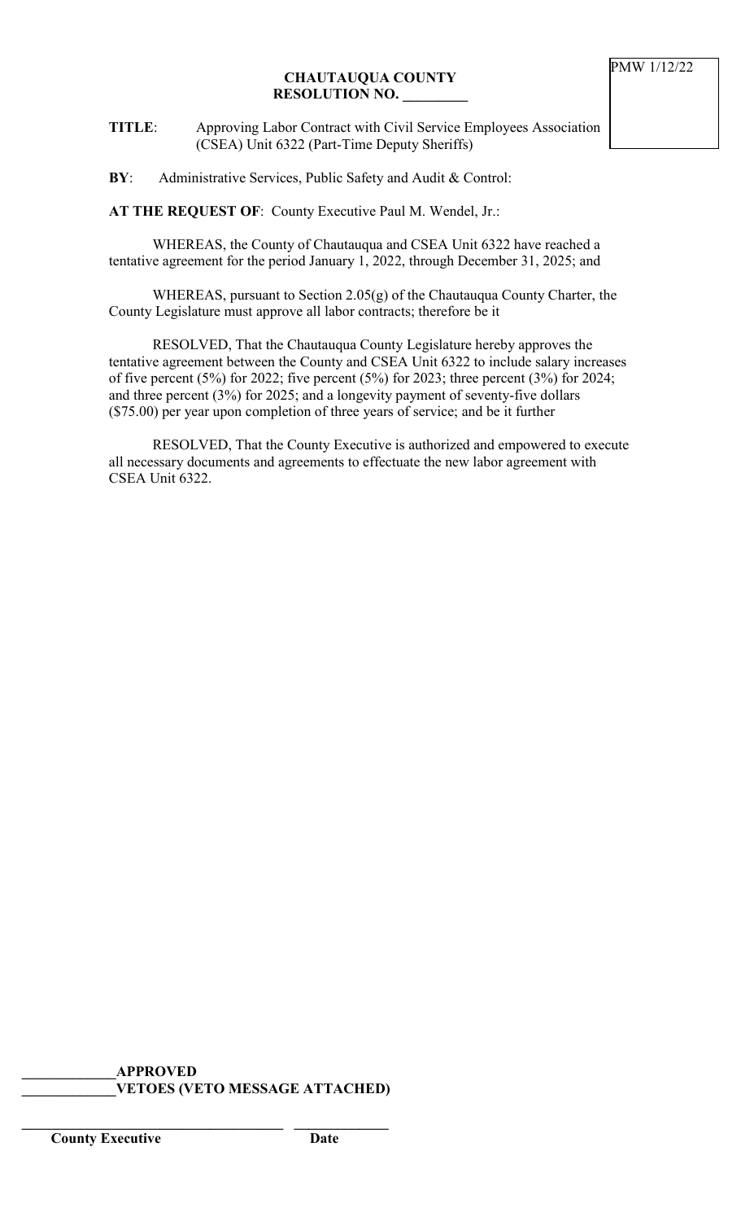PMW 1/12/22

**CHAUTAUQUA COUNTY**
**RESOLUTION NO. _________**

**TITLE**: Approving Labor Contract with Civil Service Employees Association (CSEA) Unit 6322 (Part-Time Deputy Sheriffs)

**BY**: Administrative Services, Public Safety and Audit & Control:

**AT THE REQUEST OF**: County Executive Paul M. Wendel, Jr.:

WHEREAS, the County of Chautauqua and CSEA Unit 6322 have reached a tentative agreement for the period January 1, 2022, through December 31, 2025; and

WHEREAS, pursuant to Section 2.05(g) of the Chautauqua County Charter, the County Legislature must approve all labor contracts; therefore be it

RESOLVED, That the Chautauqua County Legislature hereby approves the tentative agreement between the County and CSEA Unit 6322 to include salary increases of five percent (5%) for 2022; five percent (5%) for 2023; three percent (3%) for 2024; and three percent (3%) for 2025; and a longevity payment of seventy-five dollars ($75.00) per year upon completion of three years of service; and be it further

RESOLVED, That the County Executive is authorized and empowered to execute all necessary documents and agreements to effectuate the new labor agreement with CSEA Unit 6322.

_____________**APPROVED**
_____________**VETOES (VETO MESSAGE ATTACHED)**

___________________________________ _____________
**County Executive** **Date**